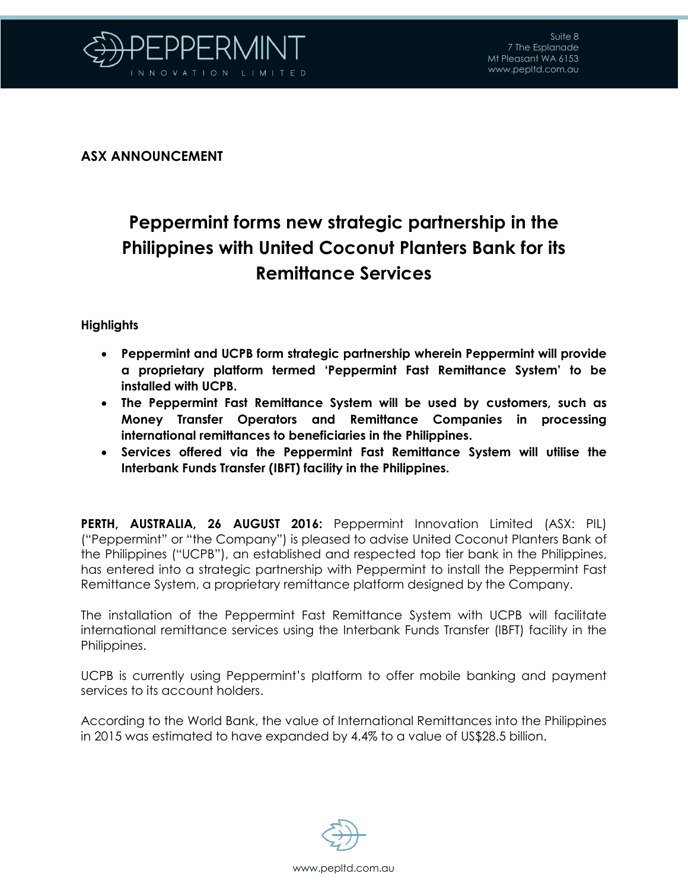**ASX ANNOUNCEMENT**

# Peppermint forms new strategic partnership in the Philippines with United Coconut Planters Bank for its Remittance Services

**Highlights**

- **Peppermint and UCPB form strategic partnership wherein Peppermint will provide a proprietary platform termed 'Peppermint Fast Remittance System' to be installed with UCPB.**
- **The Peppermint Fast Remittance System will be used by customers, such as Money Transfer Operators and Remittance Companies in processing international remittances to beneficiaries in the Philippines.**
- **Services offered via the Peppermint Fast Remittance System will utilise the Interbank Funds Transfer (IBFT) facility in the Philippines.**

**PERTH, AUSTRALIA, 26 AUGUST 2016:** Peppermint Innovation Limited (ASX: PIL) ("Peppermint" or "the Company") is pleased to advise United Coconut Planters Bank of the Philippines ("UCPB"), an established and respected top tier bank in the Philippines, has entered into a strategic partnership with Peppermint to install the Peppermint Fast Remittance System, a proprietary remittance platform designed by the Company.

The installation of the Peppermint Fast Remittance System with UCPB will facilitate international remittance services using the Interbank Funds Transfer (IBFT) facility in the Philippines.

UCPB is currently using Peppermint's platform to offer mobile banking and payment services to its account holders.

According to the World Bank, the value of International Remittances into the Philippines in 2015 was estimated to have expanded by 4.4% to a value of US$28.5 billion.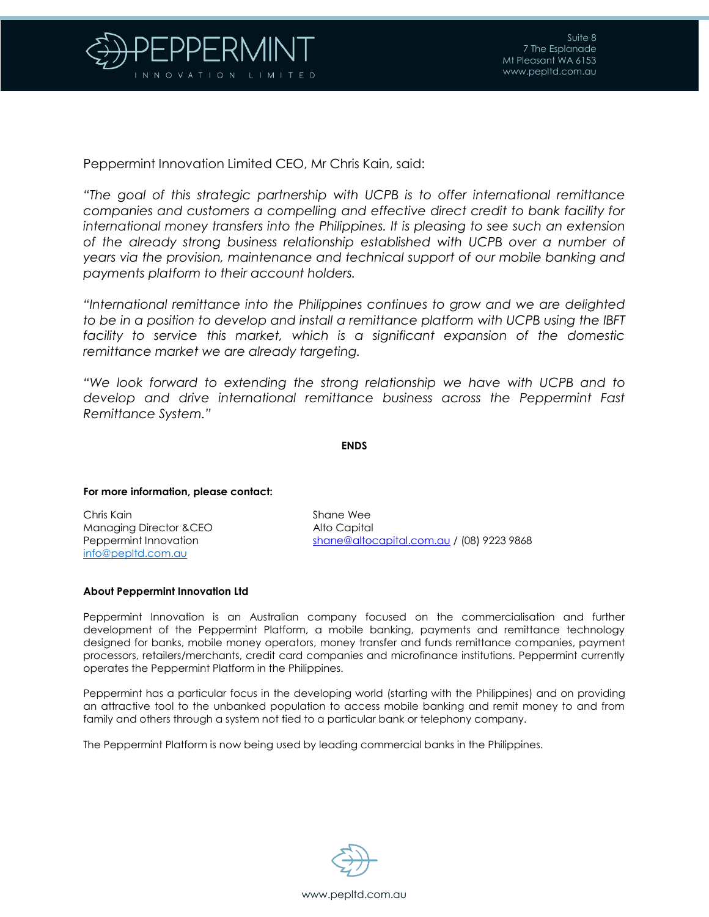Peppermint Innovation Limited CEO, Mr Chris Kain, said:

*"The goal of this strategic partnership with UCPB is to offer international remittance companies and customers a compelling and effective direct credit to bank facility for international money transfers into the Philippines. It is pleasing to see such an extension of the already strong business relationship established with UCPB over a number of years via the provision, maintenance and technical support of our mobile banking and payments platform to their account holders.*

*"International remittance into the Philippines continues to grow and we are delighted to be in a position to develop and install a remittance platform with UCPB using the IBFT facility to service this market, which is a significant expansion of the domestic remittance market we are already targeting.*

*"We look forward to extending the strong relationship we have with UCPB and to develop and drive international remittance business across the Peppermint Fast Remittance System."*

**ENDS**

**For more information, please contact:**

Chris Kain
Managing Director &CEO
Peppermint Innovation
info@pepltd.com.au

Shane Wee
Alto Capital
shane@altocapital.com.au / (08) 9223 9868

**About Peppermint Innovation Ltd**

Peppermint Innovation is an Australian company focused on the commercialisation and further development of the Peppermint Platform, a mobile banking, payments and remittance technology designed for banks, mobile money operators, money transfer and funds remittance companies, payment processors, retailers/merchants, credit card companies and microfinance institutions. Peppermint currently operates the Peppermint Platform in the Philippines.

Peppermint has a particular focus in the developing world (starting with the Philippines) and on providing an attractive tool to the unbanked population to access mobile banking and remit money to and from family and others through a system not tied to a particular bank or telephony company.

The Peppermint Platform is now being used by leading commercial banks in the Philippines.